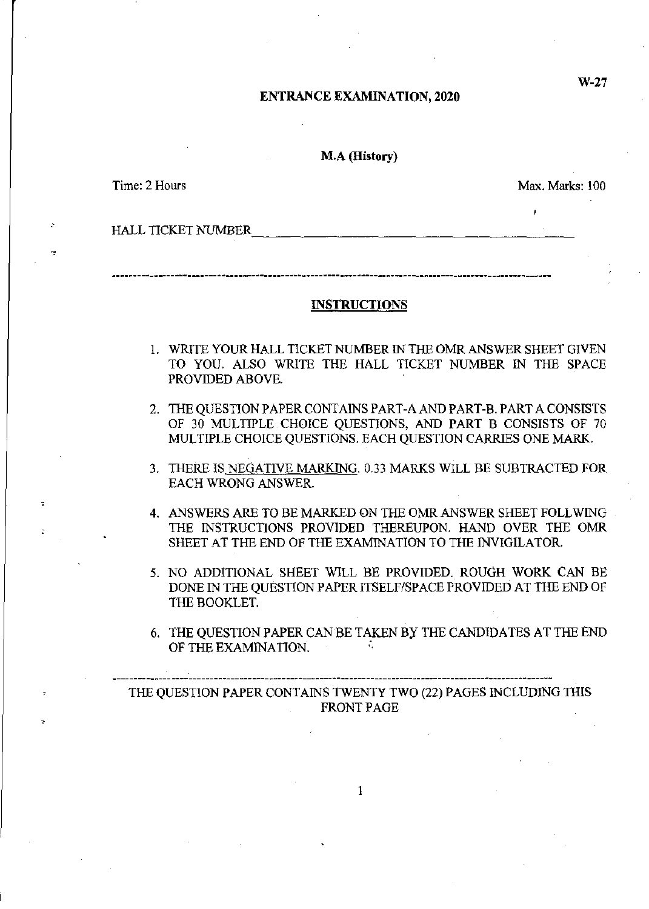W-27

# ENTRANCE EXAMINATION, 2020

## M.A (History)

Time: 2 Hours

Max. Marks: 100

HALL TICKET NUMBER\_\_\_\_\_\_\_\_\_\_\_\_\_\_\_\_\_\_\_\_\_\_\_\_\_\_\_\_\_\_\_\_\_\_\_\_\_\_\_\_

---

### INSTRUCTIONS

1. WRITE YOUR HALL TICKET NUMBER IN THE OMR ANSWER SHEET GIVEN TO YOU. ALSO WRITE THE HALL TICKET NUMBER IN THE SPACE PROVIDED ABOVE.
2. THE QUESTION PAPER CONTAINS PART-A AND PART-B. PART A CONSISTS OF 30 MULTIPLE CHOICE QUESTIONS, AND PART B CONSISTS OF 70 MULTIPLE CHOICE QUESTIONS. EACH QUESTION CARRIES ONE MARK.
3. THERE IS NEGATIVE MARKING. 0.33 MARKS WILL BE SUBTRACTED FOR EACH WRONG ANSWER.
4. ANSWERS ARE TO BE MARKED ON THE OMR ANSWER SHEET FOLLWING THE INSTRUCTIONS PROVIDED THEREUPON. HAND OVER THE OMR SHEET AT THE END OF THE EXAMINATION TO THE INVIGILATOR.
5. NO ADDITIONAL SHEET WILL BE PROVIDED. ROUGH WORK CAN BE DONE IN THE QUESTION PAPER ITSELF/SPACE PROVIDED AT THE END OF THE BOOKLET.
6. THE QUESTION PAPER CAN BE TAKEN BY THE CANDIDATES AT THE END OF THE EXAMINATION.

---

THE QUESTION PAPER CONTAINS TWENTY TWO (22) PAGES INCLUDING THIS FRONT PAGE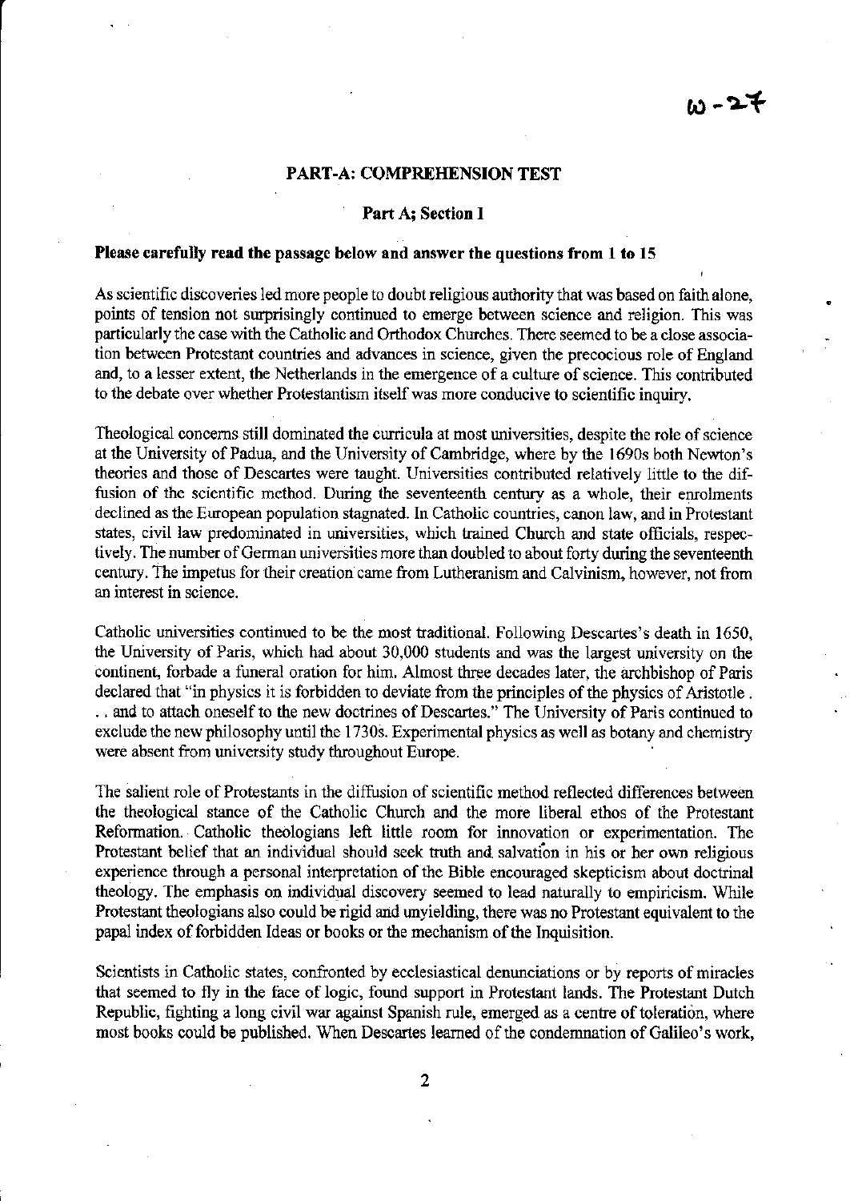## PART-A: COMPREHENSION TEST

### Part A; Section 1

**Please carefully read the passage below and answer the questions from 1 to 15**

As scientific discoveries led more people to doubt religious authority that was based on faith alone, points of tension not surprisingly continued to emerge between science and religion. This was particularly the case with the Catholic and Orthodox Churches. There seemed to be a close association between Protestant countries and advances in science, given the precocious role of England and, to a lesser extent, the Netherlands in the emergence of a culture of science. This contributed to the debate over whether Protestantism itself was more conducive to scientific inquiry.

Theological concerns still dominated the curricula at most universities, despite the role of science at the University of Padua, and the University of Cambridge, where by the 1690s both Newton's theories and those of Descartes were taught. Universities contributed relatively little to the diffusion of the scientific method. During the seventeenth century as a whole, their enrolments declined as the European population stagnated. In Catholic countries, canon law, and in Protestant states, civil law predominated in universities, which trained Church and state officials, respectively. The number of German universities more than doubled to about forty during the seventeenth century. The impetus for their creation came from Lutheranism and Calvinism, however, not from an interest in science.

Catholic universities continued to be the most traditional. Following Descartes's death in 1650, the University of Paris, which had about 30,000 students and was the largest university on the continent, forbade a funeral oration for him. Almost three decades later, the archbishop of Paris declared that "in physics it is forbidden to deviate from the principles of the physics of Aristotle . . . and to attach oneself to the new doctrines of Descartes." The University of Paris continued to exclude the new philosophy until the 1730s. Experimental physics as well as botany and chemistry were absent from university study throughout Europe.

The salient role of Protestants in the diffusion of scientific method reflected differences between the theological stance of the Catholic Church and the more liberal ethos of the Protestant Reformation. Catholic theologians left little room for innovation or experimentation. The Protestant belief that an individual should seek truth and salvation in his or her own religious experience through a personal interpretation of the Bible encouraged skepticism about doctrinal theology. The emphasis on individual discovery seemed to lead naturally to empiricism. While Protestant theologians also could be rigid and unyielding, there was no Protestant equivalent to the papal index of forbidden Ideas or books or the mechanism of the Inquisition.

Scientists in Catholic states, confronted by ecclesiastical denunciations or by reports of miracles that seemed to fly in the face of logic, found support in Protestant lands. The Protestant Dutch Republic, fighting a long civil war against Spanish rule, emerged as a centre of toleration, where most books could be published. When Descartes learned of the condemnation of Galileo's work,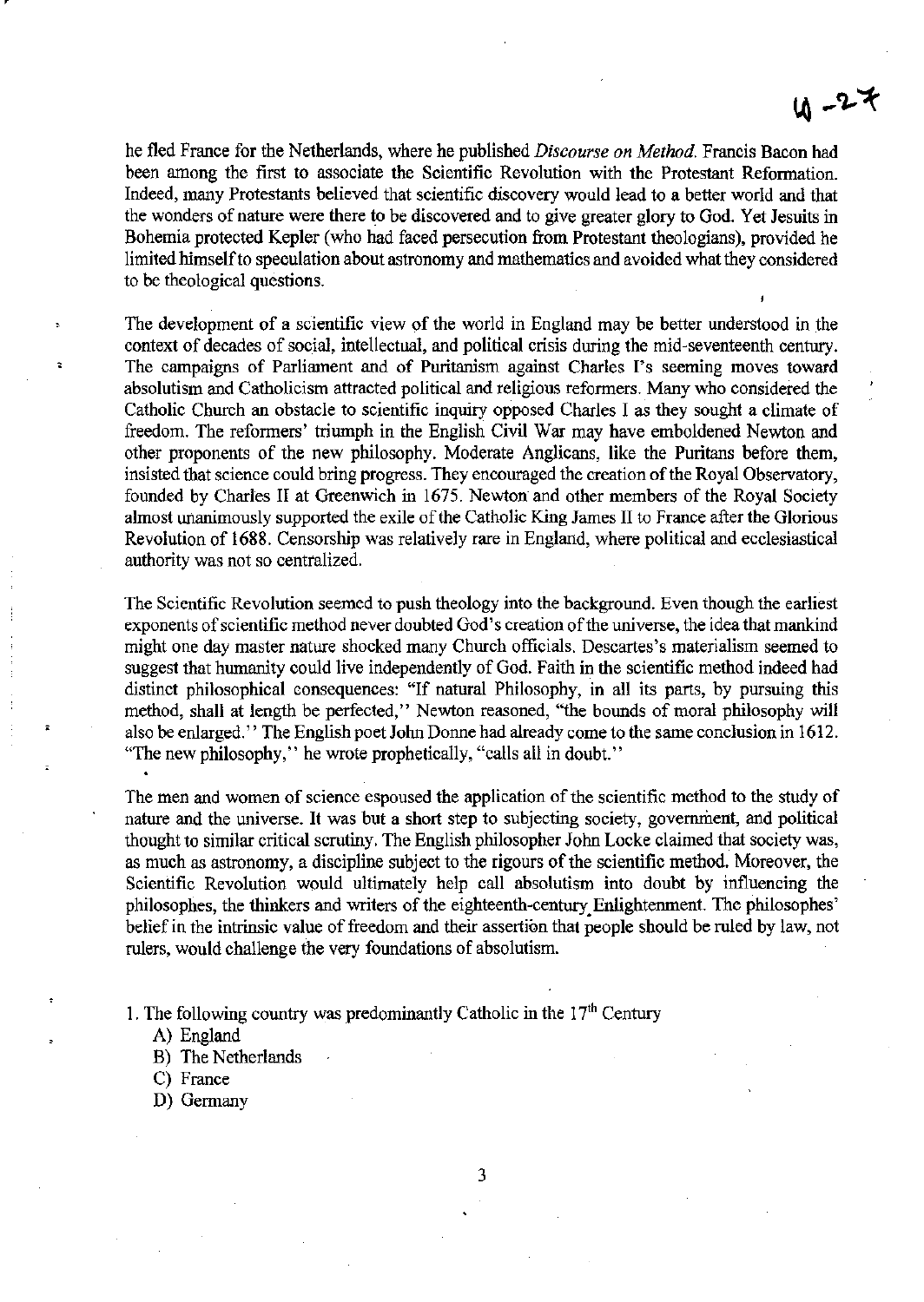he fled France for the Netherlands, where he published *Discourse on Method.* Francis Bacon had been among the first to associate the Scientific Revolution with the Protestant Reformation. Indeed, many Protestants believed that scientific discovery would lead to a better world and that the wonders of nature were there to be discovered and to give greater glory to God. Yet Jesuits in Bohemia protected Kepler (who had faced persecution from Protestant theologians), provided he limited himself to speculation about astronomy and mathematics and avoided what they considered to be theological questions.

The development of a scientific view of the world in England may be better understood in the context of decades of social, intellectual, and political crisis during the mid-seventeenth century. The campaigns of Parliament and of Puritanism against Charles I's seeming moves toward absolutism and Catholicism attracted political and religious reformers. Many who considered the Catholic Church an obstacle to scientific inquiry opposed Charles I as they sought a climate of freedom. The reformers' triumph in the English Civil War may have emboldened Newton and other proponents of the new philosophy. Moderate Anglicans, like the Puritans before them, insisted that science could bring progress. They encouraged the creation of the Royal Observatory, founded by Charles II at Greenwich in 1675. Newton and other members of the Royal Society almost unanimously supported the exile of the Catholic King James II to France after the Glorious Revolution of 1688. Censorship was relatively rare in England, where political and ecclesiastical authority was not so centralized.

The Scientific Revolution seemed to push theology into the background. Even though the earliest exponents of scientific method never doubted God's creation of the universe, the idea that mankind might one day master nature shocked many Church officials. Descartes's materialism seemed to suggest that humanity could live independently of God. Faith in the scientific method indeed had distinct philosophical consequences: "If natural Philosophy, in all its parts, by pursuing this method, shall at length be perfected," Newton reasoned, "the bounds of moral philosophy will also be enlarged." The English poet John Donne had already come to the same conclusion in 1612. "The new philosophy," he wrote prophetically, "calls all in doubt."

The men and women of science espoused the application of the scientific method to the study of nature and the universe. It was but a short step to subjecting society, government, and political thought to similar critical scrutiny. The English philosopher John Locke claimed that society was, as much as astronomy, a discipline subject to the rigours of the scientific method. Moreover, the Scientific Revolution would ultimately help call absolutism into doubt by influencing the philosophes, the thinkers and writers of the eighteenth-century Enlightenment. The philosophes' belief in the intrinsic value of freedom and their assertion that people should be ruled by law, not rulers, would challenge the very foundations of absolutism.

1. The following country was predominantly Catholic in the 17th Century
   - A) England
   - B) The Netherlands
   - C) France
   - D) Germany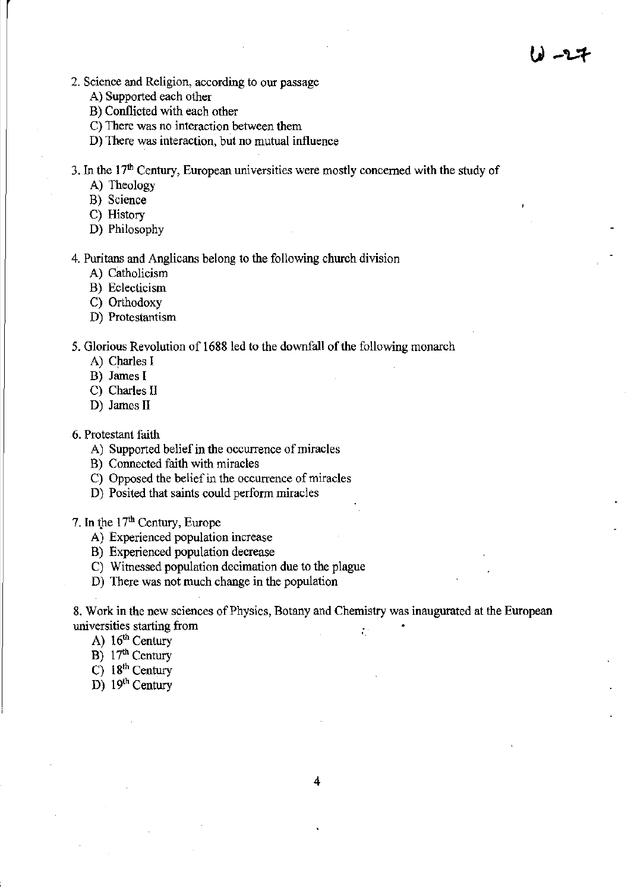W -27

2. Science and Religion, according to our passage
   A) Supported each other
   B) Conflicted with each other
   C) There was no interaction between them
   D) There was interaction, but no mutual influence

3. In the 17th Century, European universities were mostly concerned with the study of
   A) Theology
   B) Science
   C) History
   D) Philosophy

4. Puritans and Anglicans belong to the following church division
   A) Catholicism
   B) Eclecticism
   C) Orthodoxy
   D) Protestantism

5. Glorious Revolution of 1688 led to the downfall of the following monarch
   A) Charles I
   B) James I
   C) Charles II
   D) James II

6. Protestant faith
   A) Supported belief in the occurrence of miracles
   B) Connected faith with miracles
   C) Opposed the belief in the occurrence of miracles
   D) Posited that saints could perform miracles

7. In the 17th Century, Europe
   A) Experienced population increase
   B) Experienced population decrease
   C) Witnessed population decimation due to the plague
   D) There was not much change in the population

8. Work in the new sciences of Physics, Botany and Chemistry was inaugurated at the European universities starting from
   A) 16th Century
   B) 17th Century
   C) 18th Century
   D) 19th Century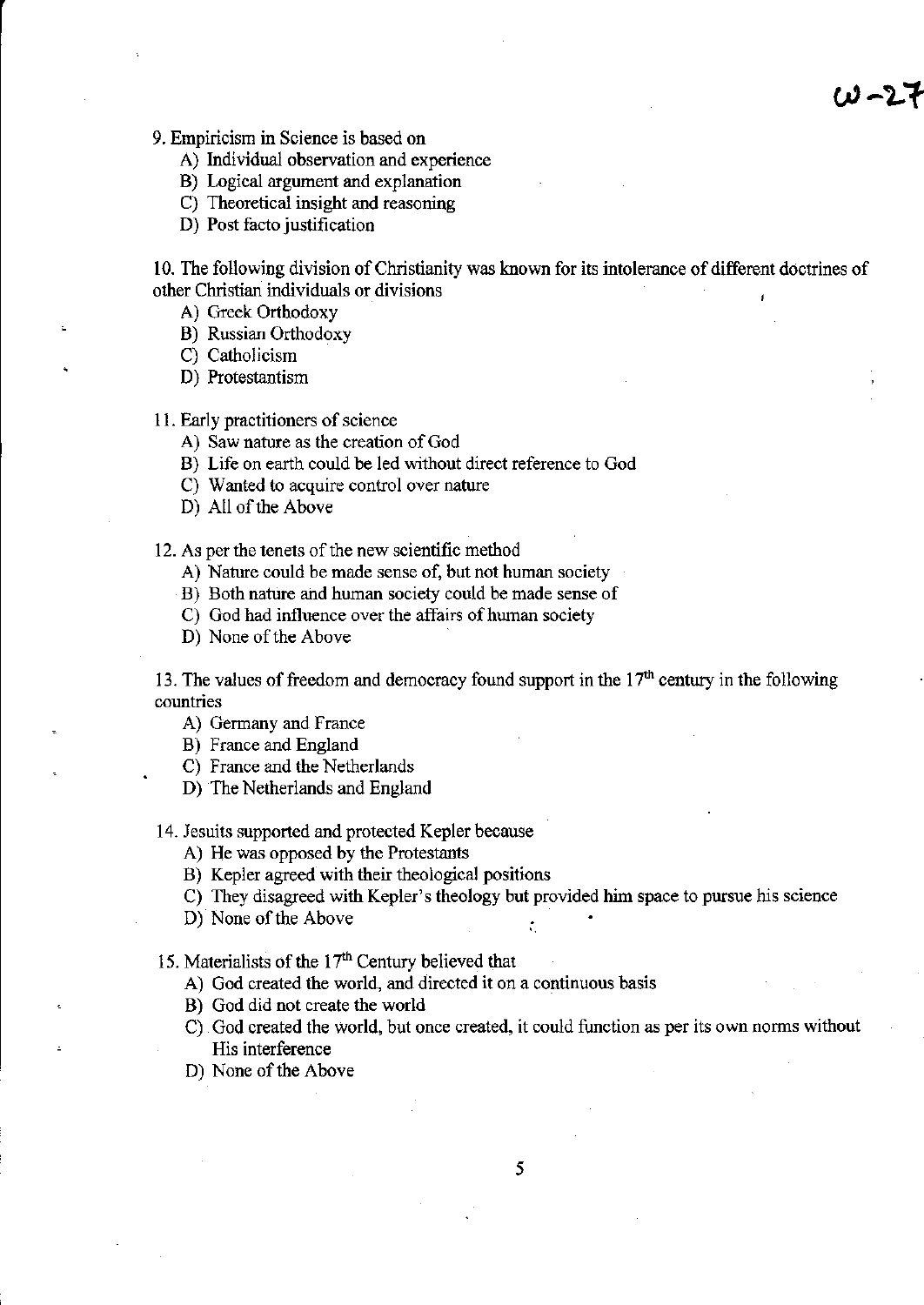W-27

9. Empiricism in Science is based on
   A) Individual observation and experience
   B) Logical argument and explanation
   C) Theoretical insight and reasoning
   D) Post facto justification

10. The following division of Christianity was known for its intolerance of different doctrines of other Christian individuals or divisions
   A) Greek Orthodoxy
   B) Russian Orthodoxy
   C) Catholicism
   D) Protestantism

11. Early practitioners of science
   A) Saw nature as the creation of God
   B) Life on earth could be led without direct reference to God
   C) Wanted to acquire control over nature
   D) All of the Above

12. As per the tenets of the new scientific method
   A) Nature could be made sense of, but not human society
   B) Both nature and human society could be made sense of
   C) God had influence over the affairs of human society
   D) None of the Above

13. The values of freedom and democracy found support in the 17th century in the following countries
   A) Germany and France
   B) France and England
   C) France and the Netherlands
   D) The Netherlands and England

14. Jesuits supported and protected Kepler because
   A) He was opposed by the Protestants
   B) Kepler agreed with their theological positions
   C) They disagreed with Kepler's theology but provided him space to pursue his science
   D) None of the Above

15. Materialists of the 17th Century believed that
   A) God created the world, and directed it on a continuous basis
   B) God did not create the world
   C) God created the world, but once created, it could function as per its own norms without His interference
   D) None of the Above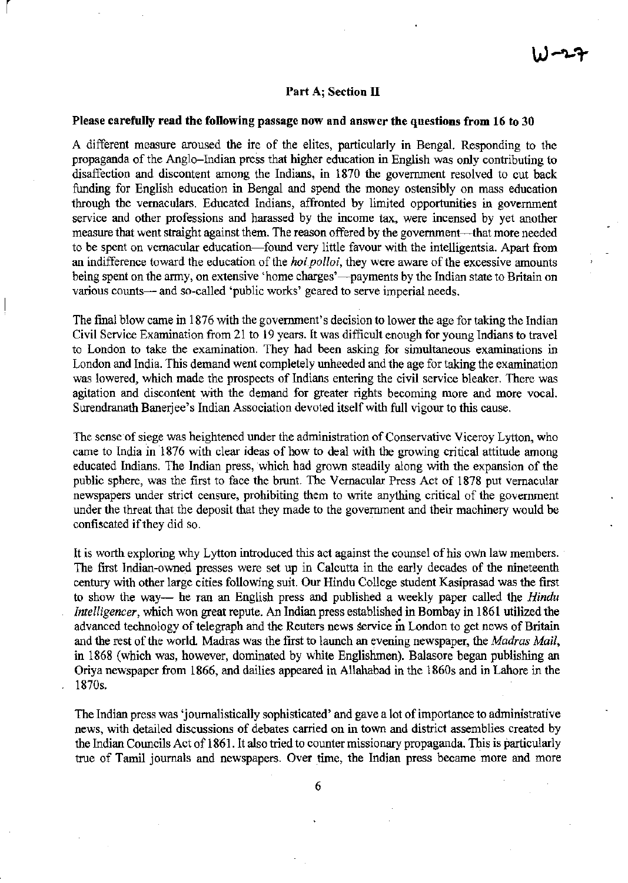## Part A; Section II

**Please carefully read the following passage now and answer the questions from 16 to 30**

A different measure aroused the ire of the elites, particularly in Bengal. Responding to the propaganda of the Anglo–Indian press that higher education in English was only contributing to disaffection and discontent among the Indians, in 1870 the government resolved to cut back funding for English education in Bengal and spend the money ostensibly on mass education through the vernaculars. Educated Indians, affronted by limited opportunities in government service and other professions and harassed by the income tax, were incensed by yet another measure that went straight against them. The reason offered by the government—that more needed to be spent on vernacular education—found very little favour with the intelligentsia. Apart from an indifference toward the education of the *hoi polloi*, they were aware of the excessive amounts being spent on the army, on extensive 'home charges'—payments by the Indian state to Britain on various counts— and so-called 'public works' geared to serve imperial needs.

The final blow came in 1876 with the government's decision to lower the age for taking the Indian Civil Service Examination from 21 to 19 years. It was difficult enough for young Indians to travel to London to take the examination. They had been asking for simultaneous examinations in London and India. This demand went completely unheeded and the age for taking the examination was lowered, which made the prospects of Indians entering the civil service bleaker. There was agitation and discontent with the demand for greater rights becoming more and more vocal. Surendranath Banerjee's Indian Association devoted itself with full vigour to this cause.

The sense of siege was heightened under the administration of Conservative Viceroy Lytton, who came to India in 1876 with clear ideas of how to deal with the growing critical attitude among educated Indians. The Indian press, which had grown steadily along with the expansion of the public sphere, was the first to face the brunt. The Vernacular Press Act of 1878 put vernacular newspapers under strict censure, prohibiting them to write anything critical of the government under the threat that the deposit that they made to the government and their machinery would be confiscated if they did so.

It is worth exploring why Lytton introduced this act against the counsel of his own law members. The first Indian-owned presses were set up in Calcutta in the early decades of the nineteenth century with other large cities following suit. Our Hindu College student Kasiprasad was the first to show the way— he ran an English press and published a weekly paper called the *Hindu Intelligencer*, which won great repute. An Indian press established in Bombay in 1861 utilized the advanced technology of telegraph and the Reuters news service in London to get news of Britain and the rest of the world. Madras was the first to launch an evening newspaper, the *Madras Mail*, in 1868 (which was, however, dominated by white Englishmen). Balasore began publishing an Oriya newspaper from 1866, and dailies appeared in Allahabad in the 1860s and in Lahore in the 1870s.

The Indian press was 'journalistically sophisticated' and gave a lot of importance to administrative news, with detailed discussions of debates carried on in town and district assemblies created by the Indian Councils Act of 1861. It also tried to counter missionary propaganda. This is particularly true of Tamil journals and newspapers. Over time, the Indian press became more and more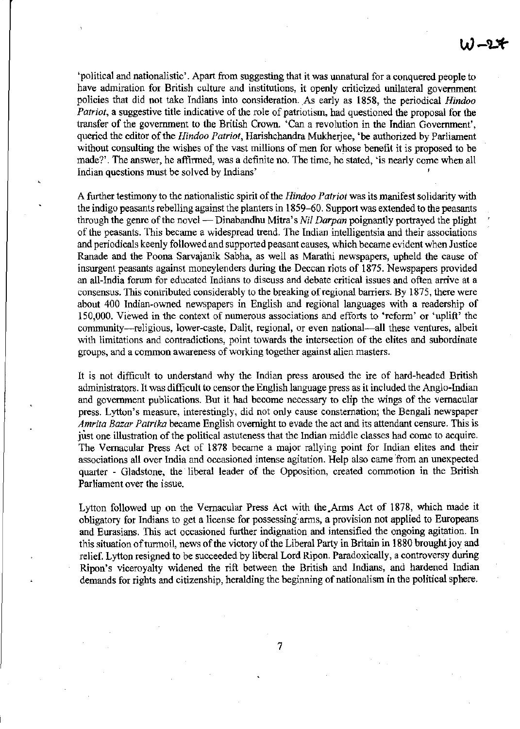'political and nationalistic'. Apart from suggesting that it was unnatural for a conquered people to have admiration for British culture and institutions, it openly criticized unilateral government policies that did not take Indians into consideration. As early as 1858, the periodical *Hindoo Patriot*, a suggestive title indicative of the role of patriotism, had questioned the proposal for the transfer of the government to the British Crown. 'Can a revolution in the Indian Government', queried the editor of the *Hindoo Patriot*, Harishchandra Mukherjee, 'be authorized by Parliament without consulting the wishes of the vast millions of men for whose benefit it is proposed to be made?'. The answer, he affirmed, was a definite no. The time, he stated, 'is nearly come when all Indian questions must be solved by Indians'

A further testimony to the nationalistic spirit of the *Hindoo Patriot* was its manifest solidarity with the indigo peasants rebelling against the planters in 1859–60. Support was extended to the peasants through the genre of the novel — Dinabandhu Mitra's *Nil Darpan* poignantly portrayed the plight of the peasants. This became a widespread trend. The Indian intelligentsia and their associations and periodicals keenly followed and supported peasant causes, which became evident when Justice Ranade and the Poona Sarvajanik Sabha, as well as Marathi newspapers, upheld the cause of insurgent peasants against moneylenders during the Deccan riots of 1875. Newspapers provided an all-India forum for educated Indians to discuss and debate critical issues and often arrive at a consensus. This contributed considerably to the breaking of regional barriers. By 1875, there were about 400 Indian-owned newspapers in English and regional languages with a readership of 150,000. Viewed in the context of numerous associations and efforts to 'reform' or 'uplift' the community—religious, lower-caste, Dalit, regional, or even national—all these ventures, albeit with limitations and contradictions, point towards the intersection of the elites and subordinate groups, and a common awareness of working together against alien masters.

It is not difficult to understand why the Indian press aroused the ire of hard-headed British administrators. It was difficult to censor the English language press as it included the Anglo-Indian and government publications. But it had become necessary to clip the wings of the vernacular press. Lytton's measure, interestingly, did not only cause consternation; the Bengali newspaper *Amrita Bazar Patrika* became English overnight to evade the act and its attendant censure. This is just one illustration of the political astuteness that the Indian middle classes had come to acquire. The Vernacular Press Act of 1878 became a major rallying point for Indian elites and their associations all over India and occasioned intense agitation. Help also came from an unexpected quarter - Gladstone, the liberal leader of the Opposition, created commotion in the British Parliament over the issue.

Lytton followed up on the Vernacular Press Act with the Arms Act of 1878, which made it obligatory for Indians to get a license for possessing arms, a provision not applied to Europeans and Eurasians. This act occasioned further indignation and intensified the ongoing agitation. In this situation of turmoil, news of the victory of the Liberal Party in Britain in 1880 brought joy and relief. Lytton resigned to be succeeded by liberal Lord Ripon. Paradoxically, a controversy during Ripon's viceroyalty widened the rift between the British and Indians, and hardened Indian demands for rights and citizenship, heralding the beginning of nationalism in the political sphere.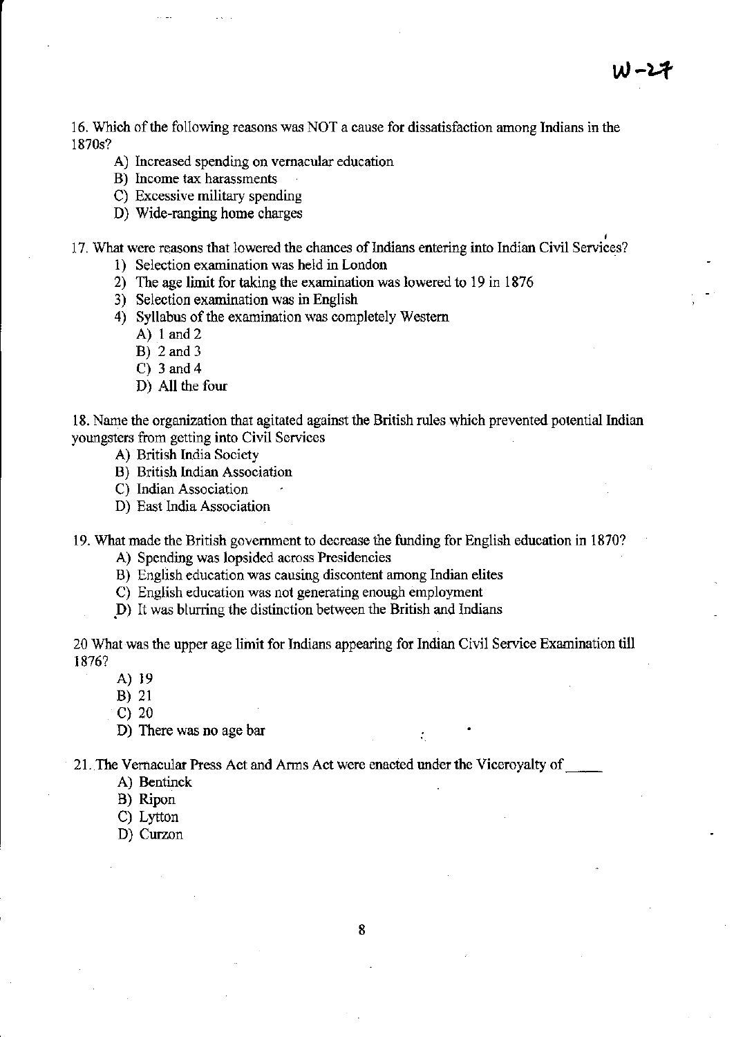W-27

16. Which of the following reasons was NOT a cause for dissatisfaction among Indians in the 1870s?

   A) Increased spending on vernacular education
   B) Income tax harassments
   C) Excessive military spending
   D) Wide-ranging home charges

17. What were reasons that lowered the chances of Indians entering into Indian Civil Services?

   1) Selection examination was held in London
   2) The age limit for taking the examination was lowered to 19 in 1876
   3) Selection examination was in English
   4) Syllabus of the examination was completely Western

      A) 1 and 2
      B) 2 and 3
      C) 3 and 4
      D) All the four

18. Name the organization that agitated against the British rules which prevented potential Indian youngsters from getting into Civil Services

   A) British India Society
   B) British Indian Association
   C) Indian Association
   D) East India Association

19. What made the British government to decrease the funding for English education in 1870?

   A) Spending was lopsided across Presidencies
   B) English education was causing discontent among Indian elites
   C) English education was not generating enough employment
   D) It was blurring the distinction between the British and Indians

20 What was the upper age limit for Indians appearing for Indian Civil Service Examination till 1876?

   A) 19
   B) 21
   C) 20
   D) There was no age bar

21. The Vernacular Press Act and Arms Act were enacted under the Viceroyalty of _____

   A) Bentinck
   B) Ripon
   C) Lytton
   D) Curzon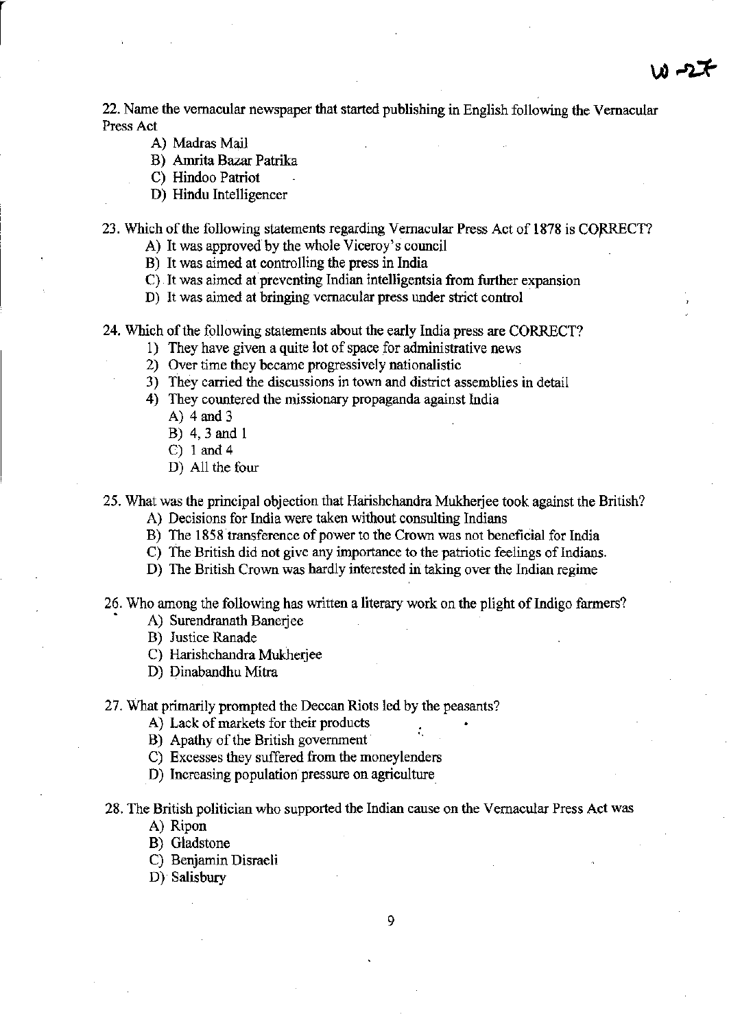22. Name the vernacular newspaper that started publishing in English following the Vernacular Press Act

   A) Madras Mail
   B) Amrita Bazar Patrika
   C) Hindoo Patriot
   D) Hindu Intelligencer

23. Which of the following statements regarding Vernacular Press Act of 1878 is CORRECT?

   A) It was approved by the whole Viceroy's council
   B) It was aimed at controlling the press in India
   C) It was aimed at preventing Indian intelligentsia from further expansion
   D) It was aimed at bringing vernacular press under strict control

24. Which of the following statements about the early India press are CORRECT?

   1) They have given a quite lot of space for administrative news
   2) Over time they became progressively nationalistic
   3) They carried the discussions in town and district assemblies in detail
   4) They countered the missionary propaganda against India

      A) 4 and 3
      B) 4, 3 and 1
      C) 1 and 4
      D) All the four

25. What was the principal objection that Harishchandra Mukherjee took against the British?

   A) Decisions for India were taken without consulting Indians
   B) The 1858 transference of power to the Crown was not beneficial for India
   C) The British did not give any importance to the patriotic feelings of Indians.
   D) The British Crown was hardly interested in taking over the Indian regime

26. Who among the following has written a literary work on the plight of Indigo farmers?

   A) Surendranath Banerjee
   B) Justice Ranade
   C) Harishchandra Mukherjee
   D) Dinabandhu Mitra

27. What primarily prompted the Deccan Riots led by the peasants?

   A) Lack of markets for their products
   B) Apathy of the British government
   C) Excesses they suffered from the moneylenders
   D) Increasing population pressure on agriculture

28. The British politician who supported the Indian cause on the Vernacular Press Act was

   A) Ripon
   B) Gladstone
   C) Benjamin Disraeli
   D) Salisbury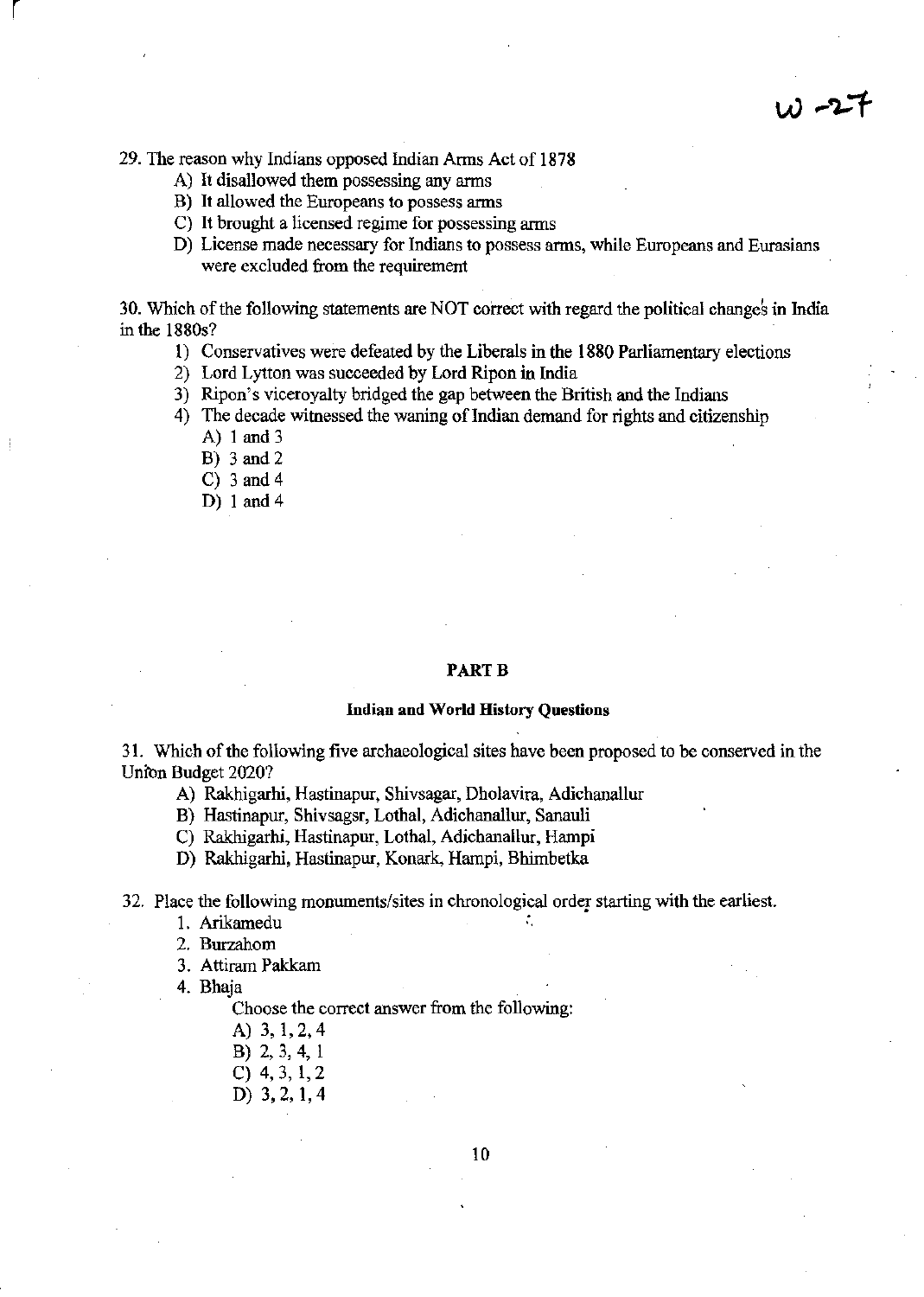29. The reason why Indians opposed Indian Arms Act of 1878

   A) It disallowed them possessing any arms
   B) It allowed the Europeans to possess arms
   C) It brought a licensed regime for possessing arms
   D) License made necessary for Indians to possess arms, while Europeans and Eurasians were excluded from the requirement

30. Which of the following statements are NOT correct with regard the political changes in India in the 1880s?

   1) Conservatives were defeated by the Liberals in the 1880 Parliamentary elections
   2) Lord Lytton was succeeded by Lord Ripon in India
   3) Ripon's viceroyalty bridged the gap between the British and the Indians
   4) The decade witnessed the waning of Indian demand for rights and citizenship

      A) 1 and 3
      B) 3 and 2
      C) 3 and 4
      D) 1 and 4

## PART B

### Indian and World History Questions

31. Which of the following five archaeological sites have been proposed to be conserved in the Union Budget 2020?

   A) Rakhigarhi, Hastinapur, Shivsagar, Dholavira, Adichanallur
   B) Hastinapur, Shivsagsr, Lothal, Adichanallur, Sanauli
   C) Rakhigarhi, Hastinapur, Lothal, Adichanallur, Hampi
   D) Rakhigarhi, Hastinapur, Konark, Hampi, Bhimbetka

32. Place the following monuments/sites in chronological order starting with the earliest.

   1. Arikamedu
   2. Burzahom
   3. Attiram Pakkam
   4. Bhaja

   Choose the correct answer from the following:

   A) 3, 1, 2, 4
   B) 2, 3, 4, 1
   C) 4, 3, 1, 2
   D) 3, 2, 1, 4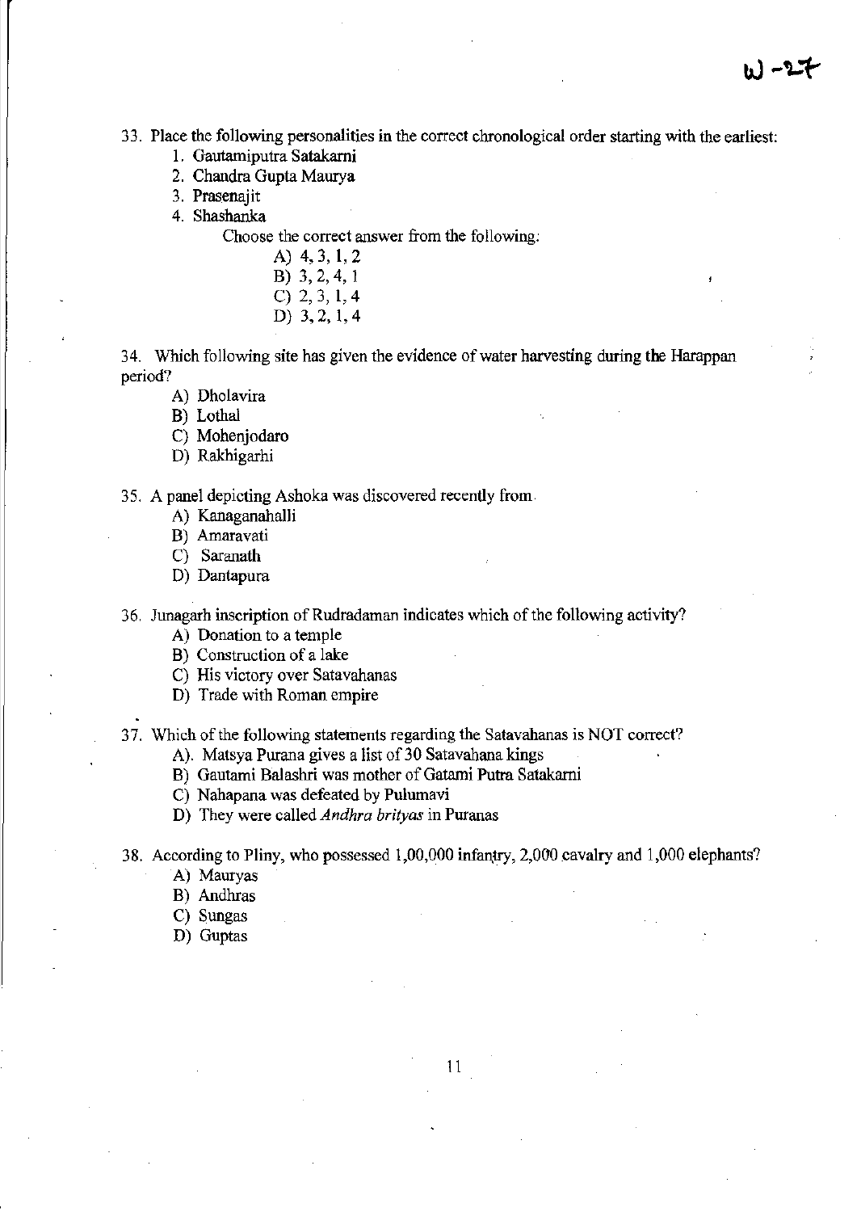33. Place the following personalities in the correct chronological order starting with the earliest:
    1. Gautamiputra Satakarni
    2. Chandra Gupta Maurya
    3. Prasenajit
    4. Shashanka

    Choose the correct answer from the following:

    A) 4, 3, 1, 2
    B) 3, 2, 4, 1
    C) 2, 3, 1, 4
    D) 3, 2, 1, 4

34. Which following site has given the evidence of water harvesting during the Harappan period?
    A) Dholavira
    B) Lothal
    C) Mohenjodaro
    D) Rakhigarhi

35. A panel depicting Ashoka was discovered recently from
    A) Kanaganahalli
    B) Amaravati
    C) Saranath
    D) Dantapura

36. Junagarh inscription of Rudradaman indicates which of the following activity?
    A) Donation to a temple
    B) Construction of a lake
    C) His victory over Satavahanas
    D) Trade with Roman empire

37. Which of the following statements regarding the Satavahanas is NOT correct?
    A). Matsya Purana gives a list of 30 Satavahana kings
    B) Gautami Balashri was mother of Gatami Putra Satakarni
    C) Nahapana was defeated by Pulumavi
    D) They were called *Andhra brityas* in Puranas

38. According to Pliny, who possessed 1,00,000 infantry, 2,000 cavalry and 1,000 elephants?
    A) Mauryas
    B) Andhras
    C) Sungas
    D) Guptas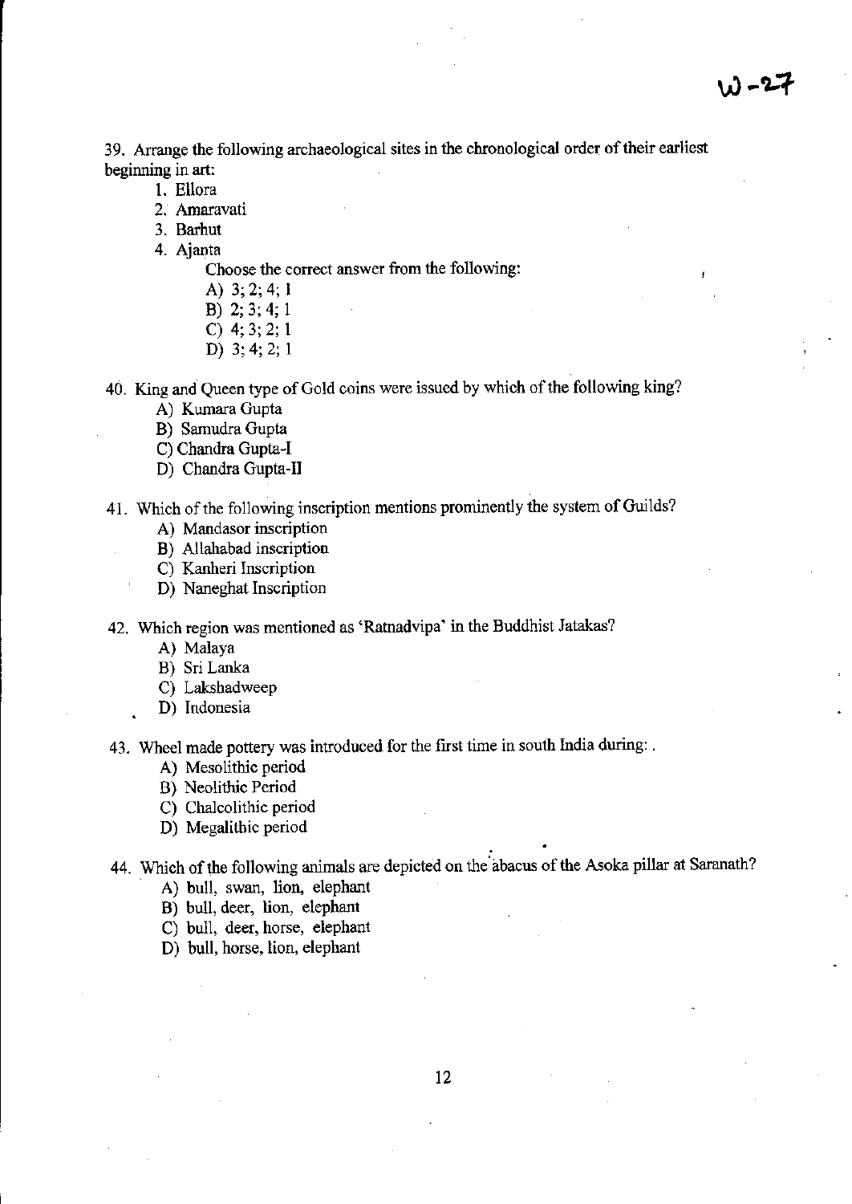39. Arrange the following archaeological sites in the chronological order of their earliest beginning in art:

1. Ellora
2. Amaravati
3. Barhut
4. Ajanta

Choose the correct answer from the following:

A) 3; 2; 4; 1
B) 2; 3; 4; 1
C) 4; 3; 2; 1
D) 3; 4; 2; 1

40. King and Queen type of Gold coins were issued by which of the following king?

A) Kumara Gupta
B) Samudra Gupta
C) Chandra Gupta-I
D) Chandra Gupta-II

41. Which of the following inscription mentions prominently the system of Guilds?

A) Mandasor inscription
B) Allahabad inscription
C) Kanheri Inscription
D) Naneghat Inscription

42. Which region was mentioned as 'Ratnadvipa' in the Buddhist Jatakas?

A) Malaya
B) Sri Lanka
C) Lakshadweep
D) Indonesia

43. Wheel made pottery was introduced for the first time in south India during: .

A) Mesolithic period
B) Neolithic Period
C) Chalcolithic period
D) Megalithic period

44. Which of the following animals are depicted on the abacus of the Asoka pillar at Saranath?

A) bull, swan, lion, elephant
B) bull, deer, lion, elephant
C) bull, deer, horse, elephant
D) bull, horse, lion, elephant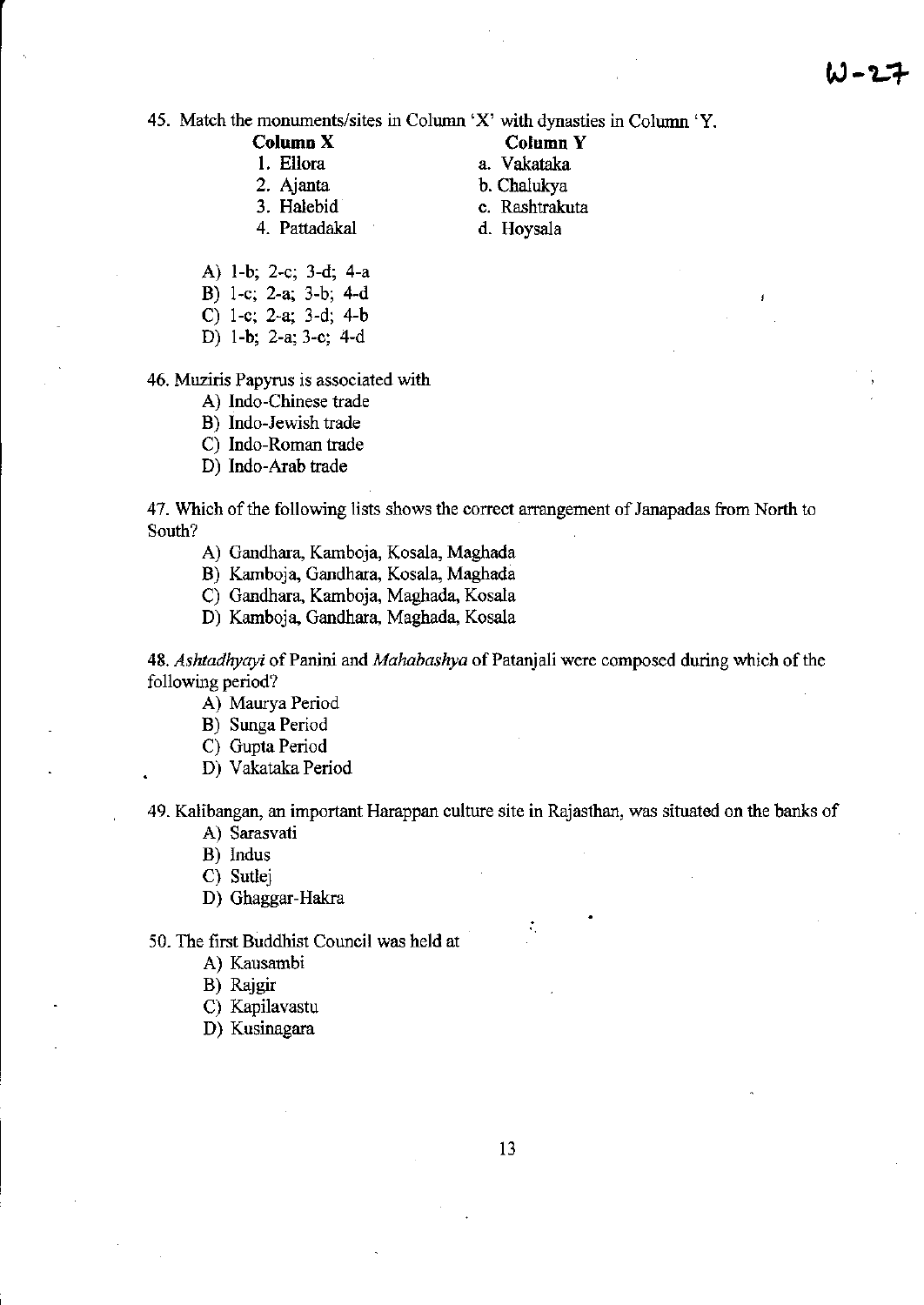45. Match the monuments/sites in Column 'X' with dynasties in Column 'Y.

| Column X | Column Y |
|---|---|
| 1. Ellora | a. Vakataka |
| 2. Ajanta | b. Chalukya |
| 3. Halebid | c. Rashtrakuta |
| 4. Pattadakal | d. Hoysala |

A) 1-b; 2-c; 3-d; 4-a
B) 1-c; 2-a; 3-b; 4-d
C) 1-c; 2-a; 3-d; 4-b
D) 1-b; 2-a; 3-c; 4-d

46. Muziris Papyrus is associated with
A) Indo-Chinese trade
B) Indo-Jewish trade
C) Indo-Roman trade
D) Indo-Arab trade

47. Which of the following lists shows the correct arrangement of Janapadas from North to South?
A) Gandhara, Kamboja, Kosala, Maghada
B) Kamboja, Gandhara, Kosala, Maghada
C) Gandhara, Kamboja, Maghada, Kosala
D) Kamboja, Gandhara, Maghada, Kosala

48. *Ashtadhyayi* of Panini and *Mahabashya* of Patanjali were composed during which of the following period?
A) Maurya Period
B) Sunga Period
C) Gupta Period
D) Vakataka Period

49. Kalibangan, an important Harappan culture site in Rajasthan, was situated on the banks of
A) Sarasvati
B) Indus
C) Sutlej
D) Ghaggar-Hakra

50. The first Buddhist Council was held at
A) Kausambi
B) Rajgir
C) Kapilavastu
D) Kusinagara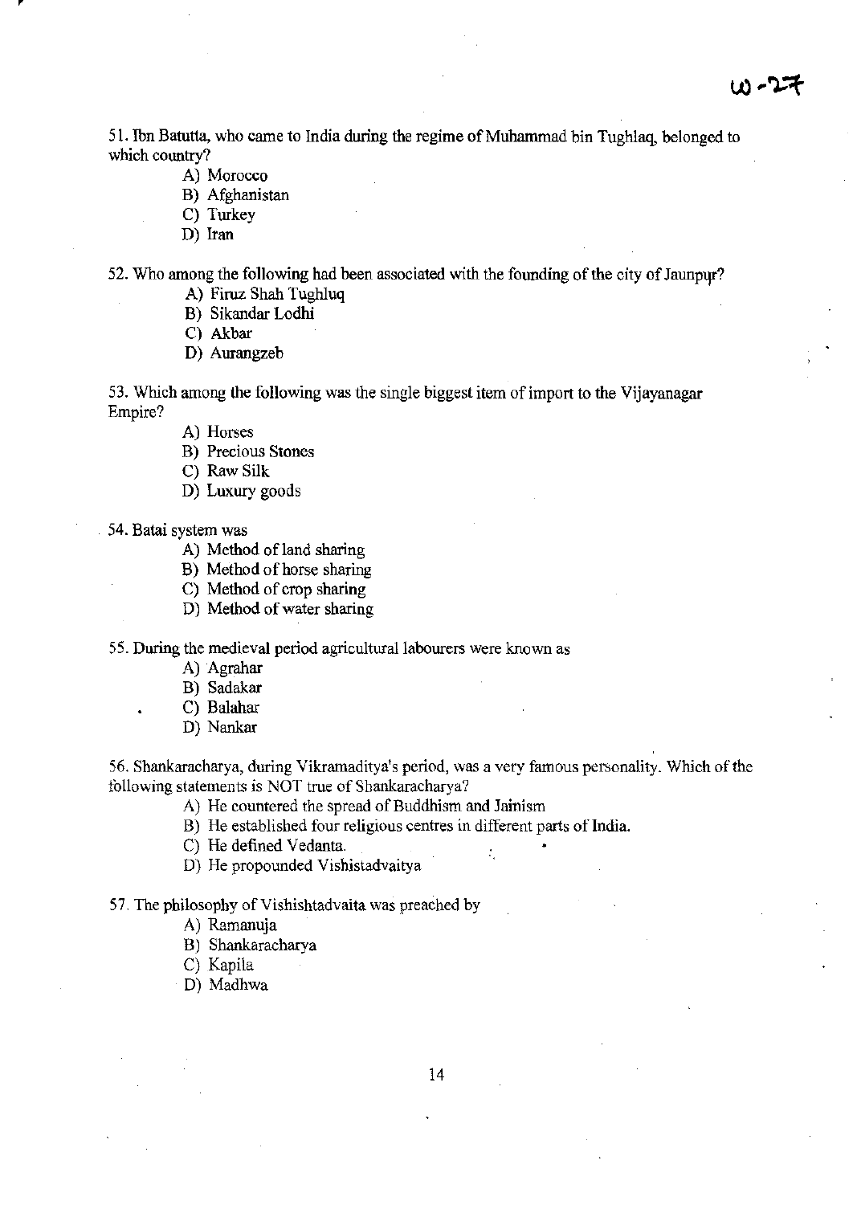51. Ibn Batutta, who came to India during the regime of Muhammad bin Tughlaq, belonged to which country?

A) Morocco
B) Afghanistan
C) Turkey
D) Iran

52. Who among the following had been associated with the founding of the city of Jaunpur?

A) Firuz Shah Tughluq
B) Sikandar Lodhi
C) Akbar
D) Aurangzeb

53. Which among the following was the single biggest item of import to the Vijayanagar Empire?

A) Horses
B) Precious Stones
C) Raw Silk
D) Luxury goods

54. Batai system was

A) Method of land sharing
B) Method of horse sharing
C) Method of crop sharing
D) Method of water sharing

55. During the medieval period agricultural labourers were known as

A) Agrahar
B) Sadakar
C) Balahar
D) Nankar

56. Shankaracharya, during Vikramaditya's period, was a very famous personality. Which of the following statements is NOT true of Shankaracharya?

A) He countered the spread of Buddhism and Jainism
B) He established four religious centres in different parts of India.
C) He defined Vedanta.
D) He propounded Vishistadvaitya

57. The philosophy of Vishishtadvaita was preached by

A) Ramanuja
B) Shankaracharya
C) Kapila
D) Madhwa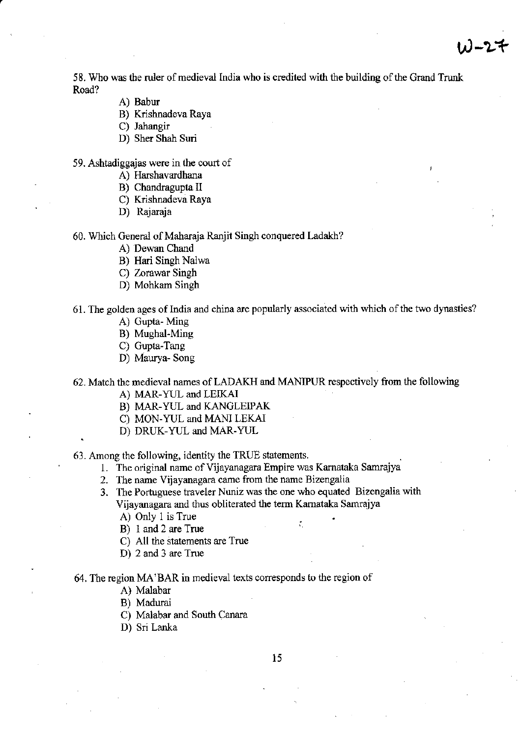58. Who was the ruler of medieval India who is credited with the building of the Grand Trunk Road?

- A) Babur
- B) Krishnadeva Raya
- C) Jahangir
- D) Sher Shah Suri

59. Ashtadiggajas were in the court of

- A) Harshavardhana
- B) Chandragupta II
- C) Krishnadeva Raya
- D) Rajaraja

60. Which General of Maharaja Ranjit Singh conquered Ladakh?

- A) Dewan Chand
- B) Hari Singh Nalwa
- C) Zorawar Singh
- D) Mohkam Singh

61. The golden ages of India and china are popularly associated with which of the two dynasties?

- A) Gupta- Ming
- B) Mughal-Ming
- C) Gupta-Tang
- D) Maurya- Song

62. Match the medieval names of LADAKH and MANIPUR respectively from the following

- A) MAR-YUL and LEIKAI
- B) MAR-YUL and KANGLEIPAK
- C) MON-YUL and MANI LEKAI
- D) DRUK-YUL and MAR-YUL

63. Among the following, identity the TRUE statements.

1. The original name of Vijayanagara Empire was Karnataka Samrajya
2. The name Vijayanagara came from the name Bizengalia
3. The Portuguese traveler Nuniz was the one who equated Bizengalia with Vijayanagara and thus obliterated the term Karnataka Samrajya

- A) Only 1 is True
- B) 1 and 2 are True
- C) All the statements are True
- D) 2 and 3 are True

64. The region MA'BAR in medieval texts corresponds to the region of

- A) Malabar
- B) Madurai
- C) Malabar and South Canara
- D) Sri Lanka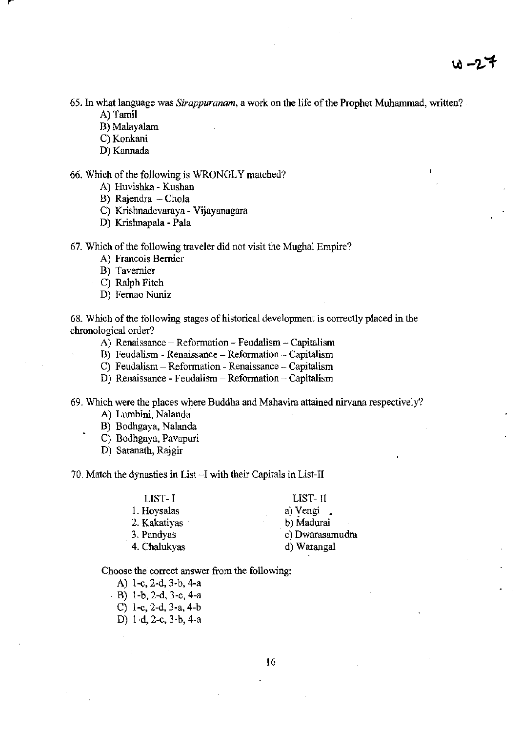65. In what language was *Sirappuranam*, a work on the life of the Prophet Muhammad, written?

A) Tamil
B) Malayalam
C) Konkani
D) Kannada

66. Which of the following is WRONGLY matched?

A) Huvishka - Kushan
B) Rajendra – Chola
C) Krishnadevaraya - Vijayanagara
D) Krishnapala - Pala

67. Which of the following traveler did not visit the Mughal Empire?

A) Francois Bernier
B) Tavernier
C) Ralph Fitch
D) Fernao Nuniz

68. Which of the following stages of historical development is correctly placed in the chronological order?

A) Renaissance – Reformation – Feudalism – Capitalism
B) Feudalism - Renaissance – Reformation – Capitalism
C) Feudalism – Reformation - Renaissance – Capitalism
D) Renaissance - Feudalism – Reformation – Capitalism

69. Which were the places where Buddha and Mahavira attained nirvana respectively?

A) Lumbini, Nalanda
B) Bodhgaya, Nalanda
C) Bodhgaya, Pavapuri
D) Saranath, Rajgir

70. Match the dynasties in List –I with their Capitals in List-II

| LIST- I | LIST- II |
|---|---|
| 1. Hoysalas | a) Vengi |
| 2. Kakatiyas | b) Madurai |
| 3. Pandyas | c) Dwarasamudra |
| 4. Chalukyas | d) Warangal |

Choose the correct answer from the following:

A) 1-c, 2-d, 3-b, 4-a
B) 1-b, 2-d, 3-c, 4-a
C) 1-c, 2-d, 3-a, 4-b
D) 1-d, 2-c, 3-b, 4-a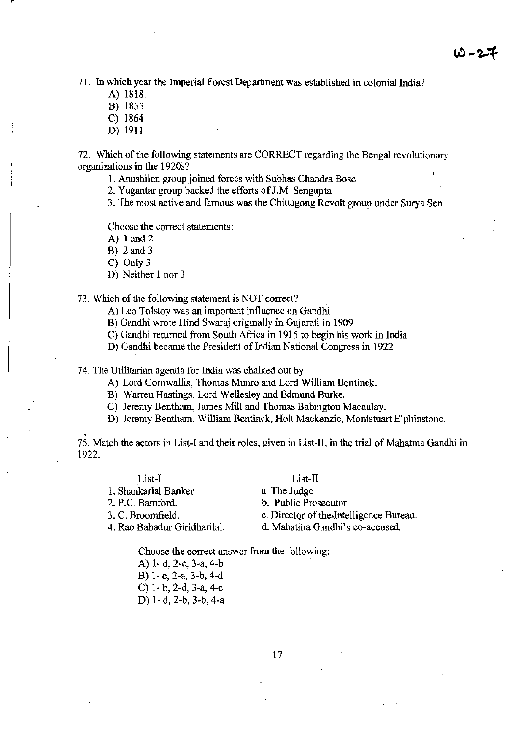71. In which year the Imperial Forest Department was established in colonial India?

A) 1818
B) 1855
C) 1864
D) 1911

72. Which of the following statements are CORRECT regarding the Bengal revolutionary organizations in the 1920s?

1. Anushilan group joined forces with Subhas Chandra Bose
2. Yugantar group backed the efforts of J.M. Sengupta
3. The most active and famous was the Chittagong Revolt group under Surya Sen

Choose the correct statements:

A) 1 and 2
B) 2 and 3
C) Only 3
D) Neither 1 nor 3

73. Which of the following statement is NOT correct?

A) Leo Tolstoy was an important influence on Gandhi
B) Gandhi wrote Hind Swaraj originally in Gujarati in 1909
C) Gandhi returned from South Africa in 1915 to begin his work in India
D) Gandhi became the President of Indian National Congress in 1922

74. The Utilitarian agenda for India was chalked out by

A) Lord Cornwallis, Thomas Munro and Lord William Bentinck.
B) Warren Hastings, Lord Wellesley and Edmund Burke.
C) Jeremy Bentham, James Mill and Thomas Babington Macaulay.
D) Jeremy Bentham, William Bentinck, Holt Mackenzie, Montstuart Elphinstone.

75. Match the actors in List-I and their roles, given in List-II, in the trial of Mahatma Gandhi in 1922.

| List-I | List-II |
|---|---|
| 1. Shankarlal Banker | a. The Judge |
| 2. P.C. Bamford. | b. Public Prosecutor. |
| 3. C. Broomfield. | c. Director of the Intelligence Bureau. |
| 4. Rao Bahadur Giridharilal. | d. Mahatma Gandhi's co-accused. |

Choose the correct answer from the following:

A) 1- d, 2-c, 3-a, 4-b
B) 1- c, 2-a, 3-b, 4-d
C) 1- b, 2-d, 3-a, 4-c
D) 1- d, 2-b, 3-b, 4-a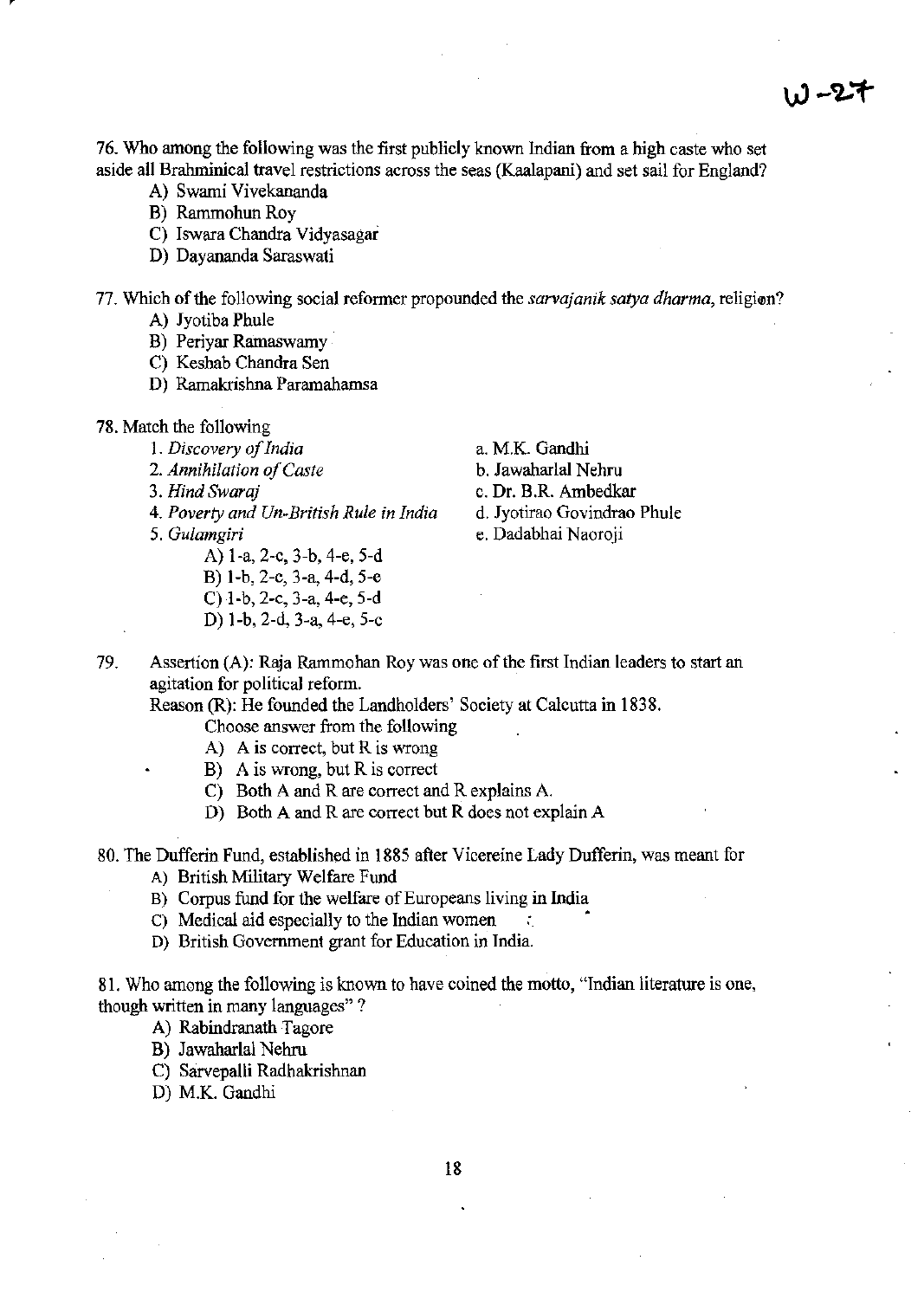76. Who among the following was the first publicly known Indian from a high caste who set aside all Brahminical travel restrictions across the seas (Kaalapani) and set sail for England?

A) Swami Vivekananda
B) Rammohun Roy
C) Iswara Chandra Vidyasagar
D) Dayananda Saraswati

77. Which of the following social reformer propounded the *sarvajanik satya dharma*, religion?

A) Jyotiba Phule
B) Periyar Ramaswamy
C) Keshab Chandra Sen
D) Ramakrishna Paramahamsa

78. Match the following

| | |
|---|---|
| 1. *Discovery of India* | a. M.K. Gandhi |
| 2. *Annihilation of Caste* | b. Jawaharlal Nehru |
| 3. *Hind Swaraj* | c. Dr. B.R. Ambedkar |
| 4. *Poverty and Un-British Rule in India* | d. Jyotirao Govindrao Phule |
| 5. *Gulamgiri* | e. Dadabhai Naoroji |

A) 1-a, 2-c, 3-b, 4-e, 5-d
B) 1-b, 2-c, 3-a, 4-d, 5-e
C) 1-b, 2-c, 3-a, 4-e, 5-d
D) 1-b, 2-d, 3-a, 4-e, 5-c

79. Assertion (A): Raja Rammohan Roy was one of the first Indian leaders to start an agitation for political reform.

Reason (R): He founded the Landholders' Society at Calcutta in 1838.

Choose answer from the following

A) A is correct, but R is wrong
B) A is wrong, but R is correct
C) Both A and R are correct and R explains A.
D) Both A and R are correct but R does not explain A

80. The Dufferin Fund, established in 1885 after Vicereine Lady Dufferin, was meant for

A) British Military Welfare Fund
B) Corpus fund for the welfare of Europeans living in India
C) Medical aid especially to the Indian women
D) British Government grant for Education in India.

81. Who among the following is known to have coined the motto, "Indian literature is one, though written in many languages"?

A) Rabindranath Tagore
B) Jawaharlal Nehru
C) Sarvepalli Radhakrishnan
D) M.K. Gandhi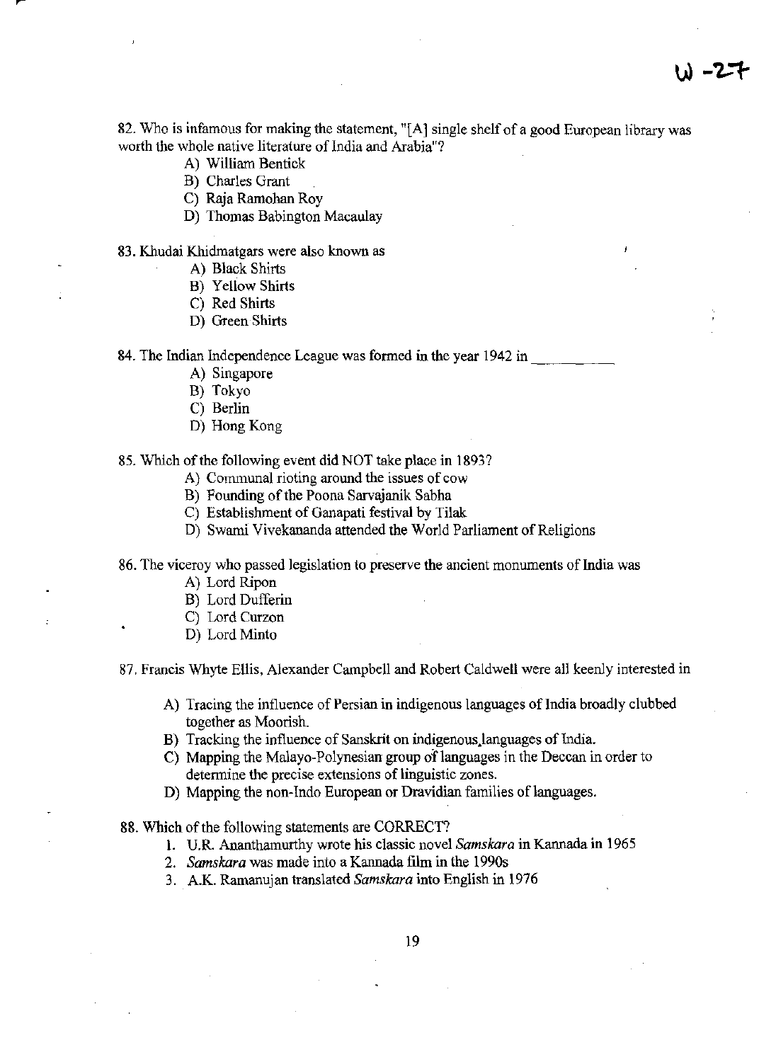82. Who is infamous for making the statement, "[A] single shelf of a good European library was worth the whole native literature of India and Arabia"?

A) William Bentick
B) Charles Grant
C) Raja Ramohan Roy
D) Thomas Babington Macaulay

83. Khudai Khidmatgars were also known as

A) Black Shirts
B) Yellow Shirts
C) Red Shirts
D) Green Shirts

84. The Indian Independence League was formed in the year 1942 in __________

A) Singapore
B) Tokyo
C) Berlin
D) Hong Kong

85. Which of the following event did NOT take place in 1893?

A) Communal rioting around the issues of cow
B) Founding of the Poona Sarvajanik Sabha
C) Establishment of Ganapati festival by Tilak
D) Swami Vivekananda attended the World Parliament of Religions

86. The viceroy who passed legislation to preserve the ancient monuments of India was

A) Lord Ripon
B) Lord Dufferin
C) Lord Curzon
D) Lord Minto

87. Francis Whyte Ellis, Alexander Campbell and Robert Caldwell were all keenly interested in

A) Tracing the influence of Persian in indigenous languages of India broadly clubbed together as Moorish.
B) Tracking the influence of Sanskrit on indigenous languages of India.
C) Mapping the Malayo-Polynesian group of languages in the Deccan in order to determine the precise extensions of linguistic zones.
D) Mapping the non-Indo European or Dravidian families of languages.

88. Which of the following statements are CORRECT?

1. U.R. Ananthamurthy wrote his classic novel *Samskara* in Kannada in 1965
2. *Samskara* was made into a Kannada film in the 1990s
3. A.K. Ramanujan translated *Samskara* into English in 1976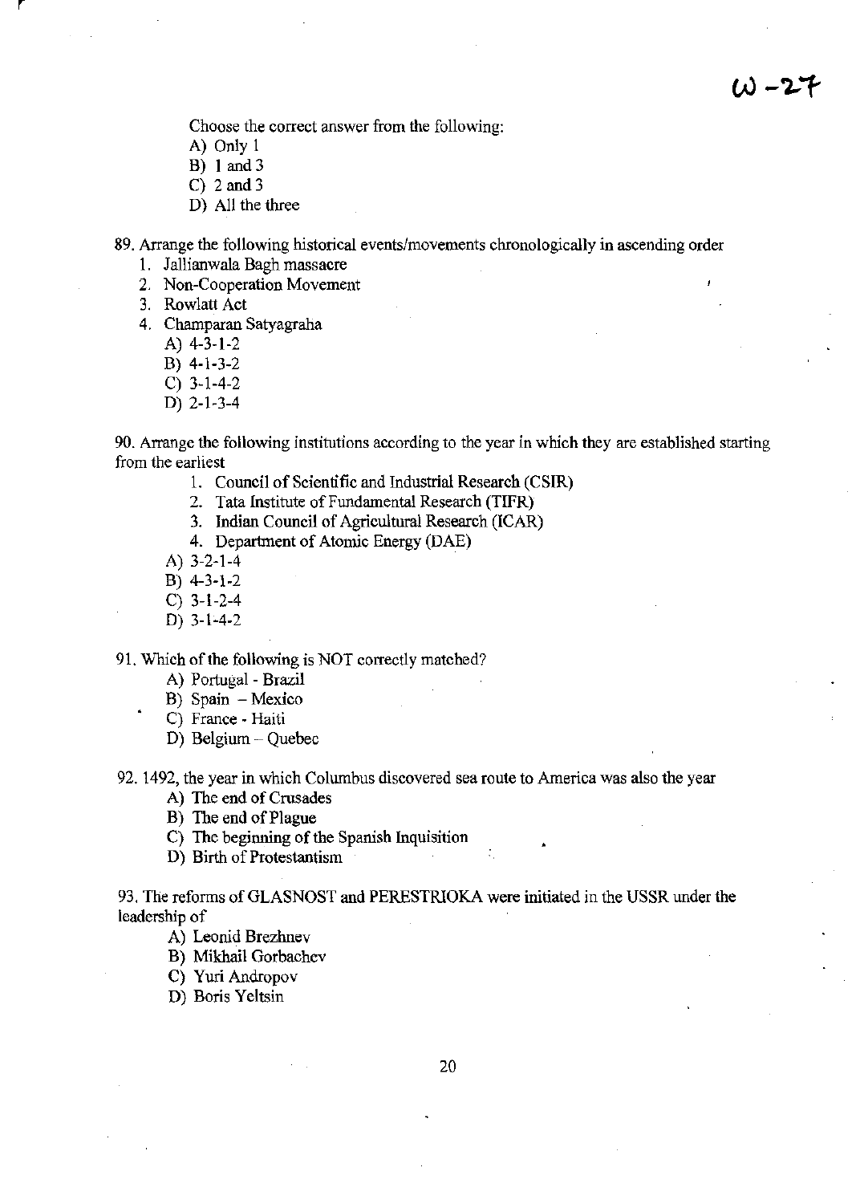Choose the correct answer from the following:

A) Only 1
B) 1 and 3
C) 2 and 3
D) All the three

89. Arrange the following historical events/movements chronologically in ascending order

1. Jallianwala Bagh massacre
2. Non-Cooperation Movement
3. Rowlatt Act
4. Champaran Satyagraha

A) 4-3-1-2
B) 4-1-3-2
C) 3-1-4-2
D) 2-1-3-4

90. Arrange the following institutions according to the year in which they are established starting from the earliest

1. Council of Scientific and Industrial Research (CSIR)
2. Tata Institute of Fundamental Research (TIFR)
3. Indian Council of Agricultural Research (ICAR)
4. Department of Atomic Energy (DAE)

A) 3-2-1-4
B) 4-3-1-2
C) 3-1-2-4
D) 3-1-4-2

91. Which of the following is NOT correctly matched?

A) Portugal - Brazil
B) Spain – Mexico
C) France - Haiti
D) Belgium – Quebec

92. 1492, the year in which Columbus discovered sea route to America was also the year

A) The end of Crusades
B) The end of Plague
C) The beginning of the Spanish Inquisition
D) Birth of Protestantism

93. The reforms of GLASNOST and PERESTRIOKA were initiated in the USSR under the leadership of

A) Leonid Brezhnev
B) Mikhail Gorbachev
C) Yuri Andropov
D) Boris Yeltsin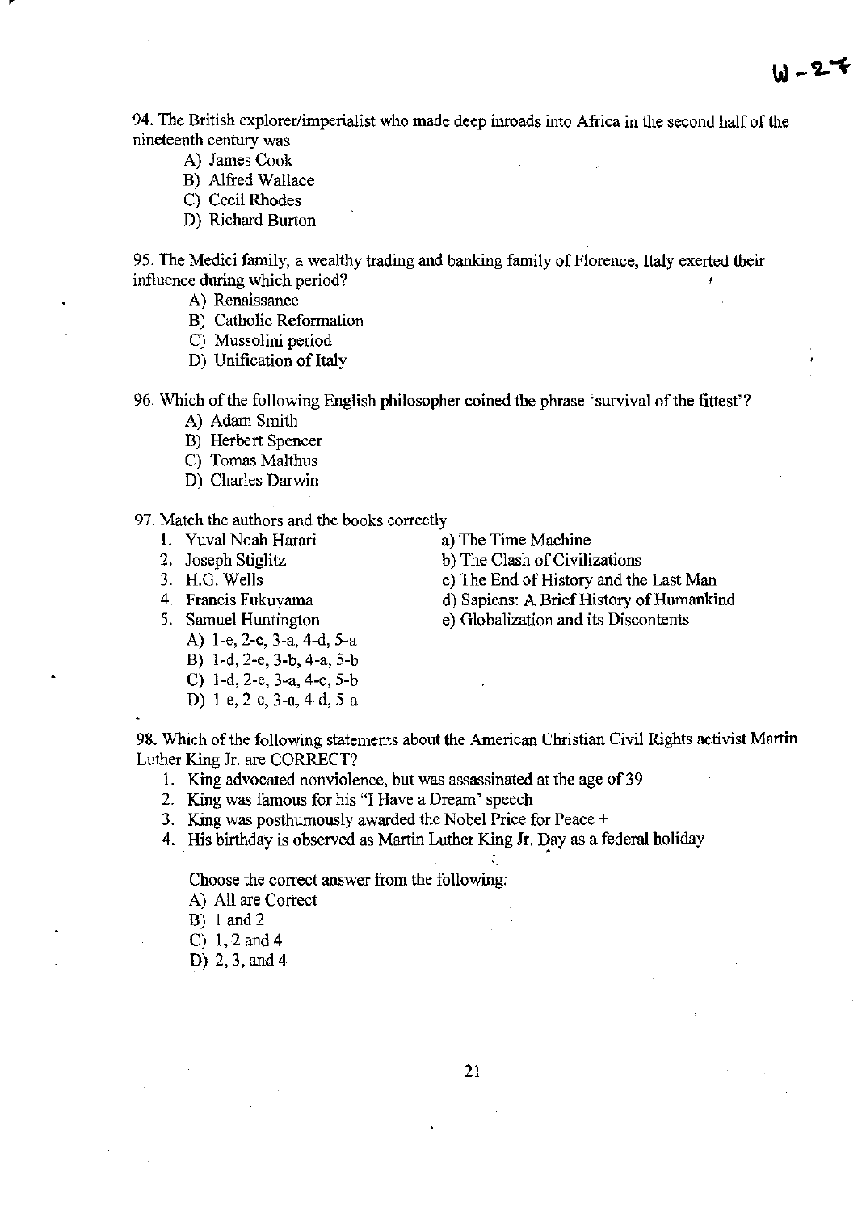94. The British explorer/imperialist who made deep inroads into Africa in the second half of the nineteenth century was

- A) James Cook
- B) Alfred Wallace
- C) Cecil Rhodes
- D) Richard Burton

95. The Medici family, a wealthy trading and banking family of Florence, Italy exerted their influence during which period?

- A) Renaissance
- B) Catholic Reformation
- C) Mussolini period
- D) Unification of Italy

96. Which of the following English philosopher coined the phrase 'survival of the fittest'?

- A) Adam Smith
- B) Herbert Spencer
- C) Tomas Malthus
- D) Charles Darwin

97. Match the authors and the books correctly

| | |
|---|---|
| 1. Yuval Noah Harari | a) The Time Machine |
| 2. Joseph Stiglitz | b) The Clash of Civilizations |
| 3. H.G. Wells | c) The End of History and the Last Man |
| 4. Francis Fukuyama | d) Sapiens: A Brief History of Humankind |
| 5. Samuel Huntington | e) Globalization and its Discontents |

- A) 1-e, 2-c, 3-a, 4-d, 5-a
- B) 1-d, 2-e, 3-b, 4-a, 5-b
- C) 1-d, 2-e, 3-a, 4-c, 5-b
- D) 1-e, 2-c, 3-a, 4-d, 5-a

98. Which of the following statements about the American Christian Civil Rights activist Martin Luther King Jr. are CORRECT?

1. King advocated nonviolence, but was assassinated at the age of 39
2. King was famous for his "I Have a Dream' speech
3. King was posthumously awarded the Nobel Price for Peace +
4. His birthday is observed as Martin Luther King Jr. Day as a federal holiday

Choose the correct answer from the following:

- A) All are Correct
- B) 1 and 2
- C) 1, 2 and 4
- D) 2, 3, and 4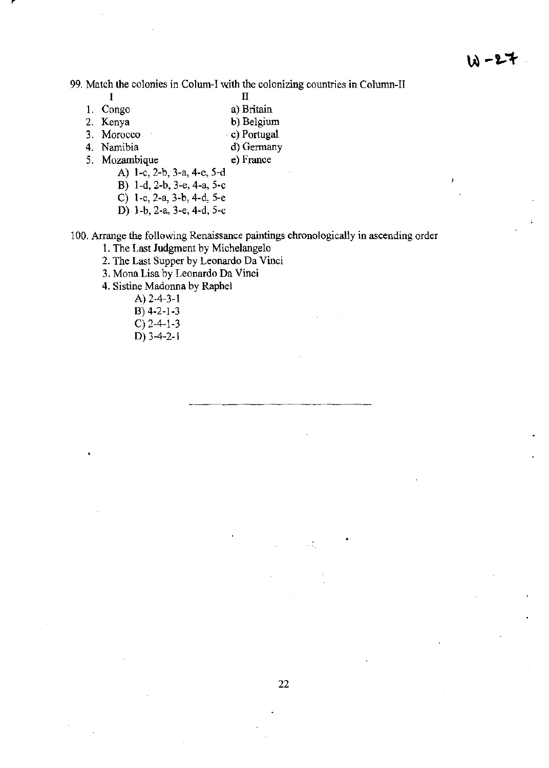W-27

99. Match the colonies in Colum-I with the colonizing countries in Column-II

| I | II |
| --- | --- |
| 1. Congo | a) Britain |
| 2. Kenya | b) Belgium |
| 3. Morocco | c) Portugal |
| 4. Namibia | d) Germany |
| 5. Mozambique | e) France |

A) 1-c, 2-b, 3-a, 4-e, 5-d
B) 1-d, 2-b, 3-e, 4-a, 5-c
C) 1-c, 2-a, 3-b, 4-d, 5-e
D) 1-b, 2-a, 3-e, 4-d, 5-c

100. Arrange the following Renaissance paintings chronologically in ascending order

1. The Last Judgment by Michelangelo
2. The Last Supper by Leonardo Da Vinci
3. Mona Lisa by Leonardo Da Vinci
4. Sistine Madonna by Raphel

A) 2-4-3-1
B) 4-2-1-3
C) 2-4-1-3
D) 3-4-2-1